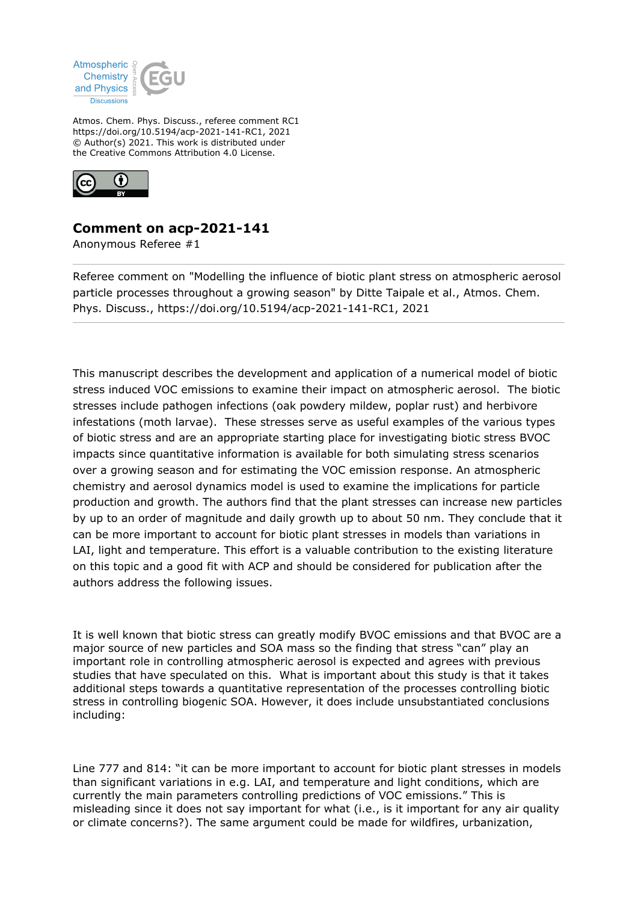Atmospheric Chemistry and Physics Discussions

Atmos. Chem. Phys. Discuss., referee comment RC1
https://doi.org/10.5194/acp-2021-141-RC1, 2021
© Author(s) 2021. This work is distributed under the Creative Commons Attribution 4.0 License.

# Comment on acp-2021-141

Anonymous Referee #1

Referee comment on "Modelling the influence of biotic plant stress on atmospheric aerosol particle processes throughout a growing season" by Ditte Taipale et al., Atmos. Chem. Phys. Discuss., https://doi.org/10.5194/acp-2021-141-RC1, 2021

---

This manuscript describes the development and application of a numerical model of biotic stress induced VOC emissions to examine their impact on atmospheric aerosol. The biotic stresses include pathogen infections (oak powdery mildew, poplar rust) and herbivore infestations (moth larvae). These stresses serve as useful examples of the various types of biotic stress and are an appropriate starting place for investigating biotic stress BVOC impacts since quantitative information is available for both simulating stress scenarios over a growing season and for estimating the VOC emission response. An atmospheric chemistry and aerosol dynamics model is used to examine the implications for particle production and growth. The authors find that the plant stresses can increase new particles by up to an order of magnitude and daily growth up to about 50 nm. They conclude that it can be more important to account for biotic plant stresses in models than variations in LAI, light and temperature. This effort is a valuable contribution to the existing literature on this topic and a good fit with ACP and should be considered for publication after the authors address the following issues.

It is well known that biotic stress can greatly modify BVOC emissions and that BVOC are a major source of new particles and SOA mass so the finding that stress "can" play an important role in controlling atmospheric aerosol is expected and agrees with previous studies that have speculated on this. What is important about this study is that it takes additional steps towards a quantitative representation of the processes controlling biotic stress in controlling biogenic SOA. However, it does include unsubstantiated conclusions including:

Line 777 and 814: "it can be more important to account for biotic plant stresses in models than significant variations in e.g. LAI, and temperature and light conditions, which are currently the main parameters controlling predictions of VOC emissions." This is misleading since it does not say important for what (i.e., is it important for any air quality or climate concerns?). The same argument could be made for wildfires, urbanization,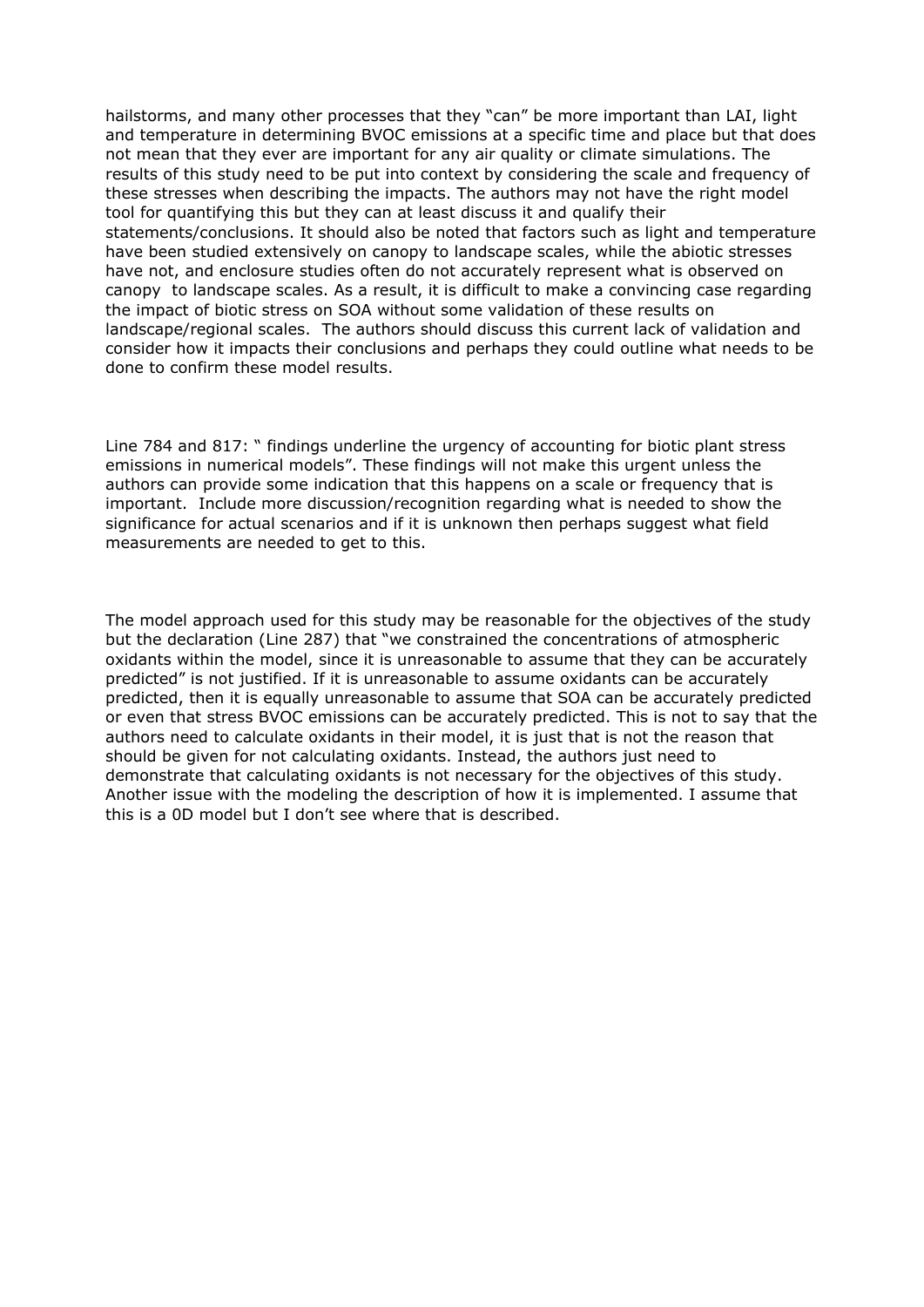hailstorms, and many other processes that they "can" be more important than LAI, light and temperature in determining BVOC emissions at a specific time and place but that does not mean that they ever are important for any air quality or climate simulations. The results of this study need to be put into context by considering the scale and frequency of these stresses when describing the impacts. The authors may not have the right model tool for quantifying this but they can at least discuss it and qualify their statements/conclusions. It should also be noted that factors such as light and temperature have been studied extensively on canopy to landscape scales, while the abiotic stresses have not, and enclosure studies often do not accurately represent what is observed on canopy to landscape scales. As a result, it is difficult to make a convincing case regarding the impact of biotic stress on SOA without some validation of these results on landscape/regional scales. The authors should discuss this current lack of validation and consider how it impacts their conclusions and perhaps they could outline what needs to be done to confirm these model results.

Line 784 and 817: " findings underline the urgency of accounting for biotic plant stress emissions in numerical models". These findings will not make this urgent unless the authors can provide some indication that this happens on a scale or frequency that is important. Include more discussion/recognition regarding what is needed to show the significance for actual scenarios and if it is unknown then perhaps suggest what field measurements are needed to get to this.

The model approach used for this study may be reasonable for the objectives of the study but the declaration (Line 287) that "we constrained the concentrations of atmospheric oxidants within the model, since it is unreasonable to assume that they can be accurately predicted" is not justified. If it is unreasonable to assume oxidants can be accurately predicted, then it is equally unreasonable to assume that SOA can be accurately predicted or even that stress BVOC emissions can be accurately predicted. This is not to say that the authors need to calculate oxidants in their model, it is just that is not the reason that should be given for not calculating oxidants. Instead, the authors just need to demonstrate that calculating oxidants is not necessary for the objectives of this study. Another issue with the modeling the description of how it is implemented. I assume that this is a 0D model but I don't see where that is described.